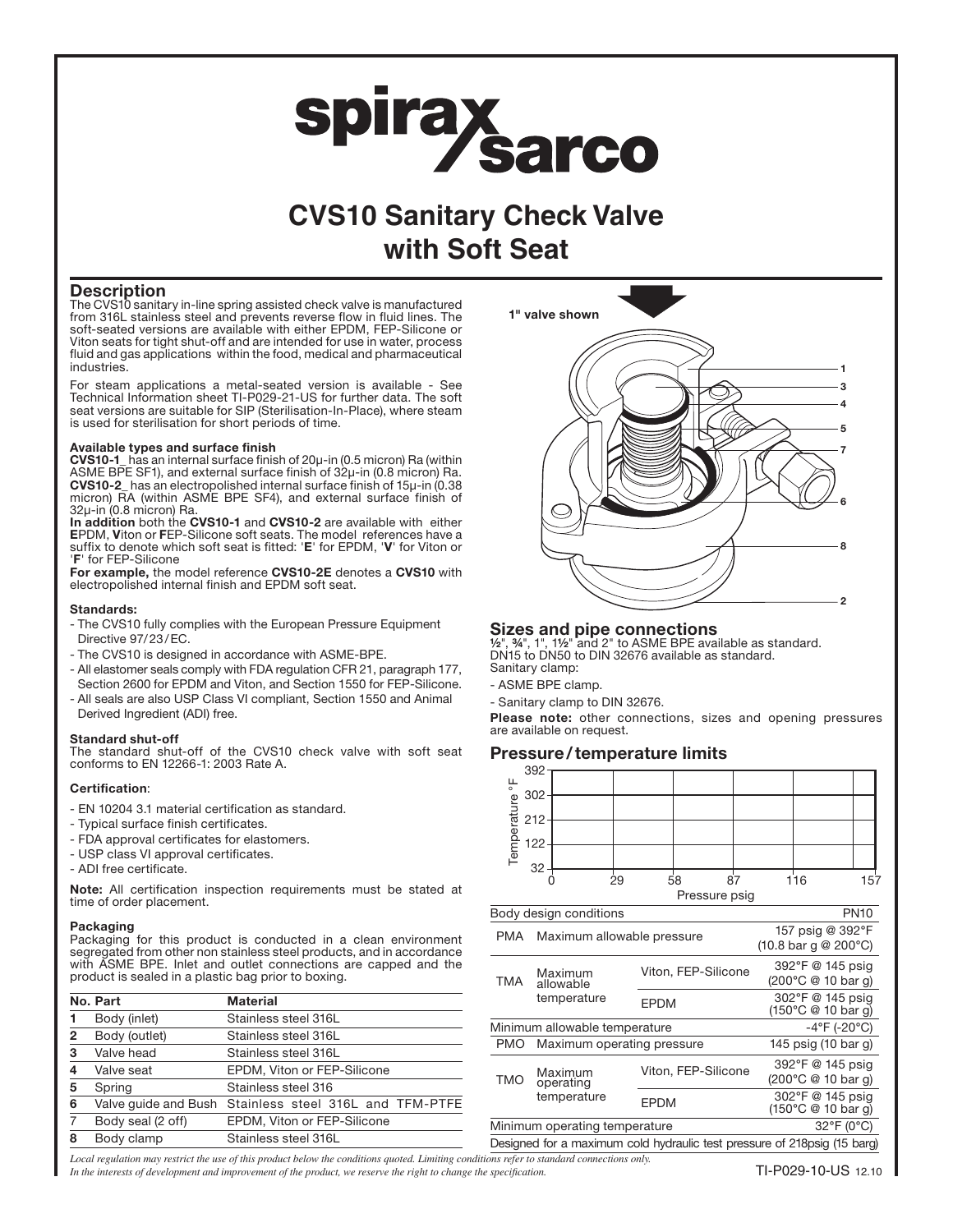# CVS10 Sanitary Check Valve with Soft Seat

## Description

The CVS10 sanitary in-line spring assisted check valve is manufactured from 316L stainless steel and prevents reverse flow in fluid lines. The soft-seated versions are available with either EPDM, FEP-Silicone or Viton seats for tight shut-off and are intended for use in water, process fluid and gas applications within the food, medical and pharmaceutical industries.

For steam applications a metal-seated version is available - See Technical Information sheet TI-P029-21-US for further data. The soft seat versions are suitable for SIP (Sterilisation-In-Place), where steam is used for sterilisation for short periods of time.

### Available types and surface finish

**CVS10-1**_ has an internal surface finish of 20µ-in (0.5 micron) Ra (within ASME BPE SF1), and external surface finish of 32µ-in (0.8 micron) Ra.
**CVS10-2**_ has an electropolished internal surface finish of 15µ-in (0.38 micron) RA (within ASME BPE SF4), and external surface finish of 32µ-in (0.8 micron) Ra.
**In addition** both the **CVS10-1** and **CVS10-2** are available with either **E**PDM, **V**iton or **F**EP-Silicone soft seats. The model references have a suffix to denote which soft seat is fitted: '**E**' for EPDM, '**V**' for Viton or '**F**' for FEP-Silicone
**For example,** the model reference **CVS10-2E** denotes a **CVS10** with electropolished internal finish and EPDM soft seat.

### Standards:

- The CVS10 fully complies with the European Pressure Equipment Directive 97/23/EC.
- The CVS10 is designed in accordance with ASME-BPE.
- All elastomer seals comply with FDA regulation CFR 21, paragraph 177, Section 2600 for EPDM and Viton, and Section 1550 for FEP-Silicone.
- All seals are also USP Class VI compliant, Section 1550 and Animal Derived Ingredient (ADI) free.

### Standard shut-off

The standard shut-off of the CVS10 check valve with soft seat conforms to EN 12266-1: 2003 Rate A.

### Certification:

- EN 10204 3.1 material certification as standard.
- Typical surface finish certificates.
- FDA approval certificates for elastomers.
- USP class VI approval certificates.
- ADI free certificate.

**Note:** All certification inspection requirements must be stated at time of order placement.

### Packaging

Packaging for this product is conducted in a clean environment segregated from other non stainless steel products, and in accordance with ASME BPE. Inlet and outlet connections are capped and the product is sealed in a plastic bag prior to boxing.

| No. | Part | Material |
|---|---|---|
| 1 | Body (inlet) | Stainless steel 316L |
| 2 | Body (outlet) | Stainless steel 316L |
| 3 | Valve head | Stainless steel 316L |
| 4 | Valve seat | EPDM, Viton or FEP-Silicone |
| 5 | Spring | Stainless steel 316 |
| 6 | Valve guide and Bush | Stainless steel 316L and TFM-PTFE |
| 7 | Body seal (2 off) | EPDM, Viton or FEP-Silicone |
| 8 | Body clamp | Stainless steel 316L |

1" valve shown

## Sizes and pipe connections

½", ¾", 1", 1½" and 2" to ASME BPE available as standard.
DN15 to DN50 to DIN 32676 available as standard.
Sanitary clamp:

- ASME BPE clamp.
- Sanitary clamp to DIN 32676.

**Please note:** other connections, sizes and opening pressures are available on request.

## Pressure/temperature limits

| Body design conditions | | | PN10 |
|---|---|---|---|
| PMA | Maximum allowable pressure | | 157 psig @ 392°F (10.8 bar g @ 200°C) |
| TMA | Maximum allowable temperature | Viton, FEP-Silicone | 392°F @ 145 psig (200°C @ 10 bar g) |
| | | EPDM | 302°F @ 145 psig (150°C @ 10 bar g) |
| Minimum allowable temperature | | | -4°F (-20°C) |
| PMO | Maximum operating pressure | | 145 psig (10 bar g) |
| TMO | Maximum operating temperature | Viton, FEP-Silicone | 392°F @ 145 psig (200°C @ 10 bar g) |
| | | EPDM | 302°F @ 145 psig (150°C @ 10 bar g) |
| Minimum operating temperature | | | 32°F (0°C) |
| Designed for a maximum cold hydraulic test pressure of 218psig (15 barg) | | | |

*Local regulation may restrict the use of this product below the conditions quoted. Limiting conditions refer to standard connections only.*
*In the interests of development and improvement of the product, we reserve the right to change the specification.*

TI-P029-10-US 12.10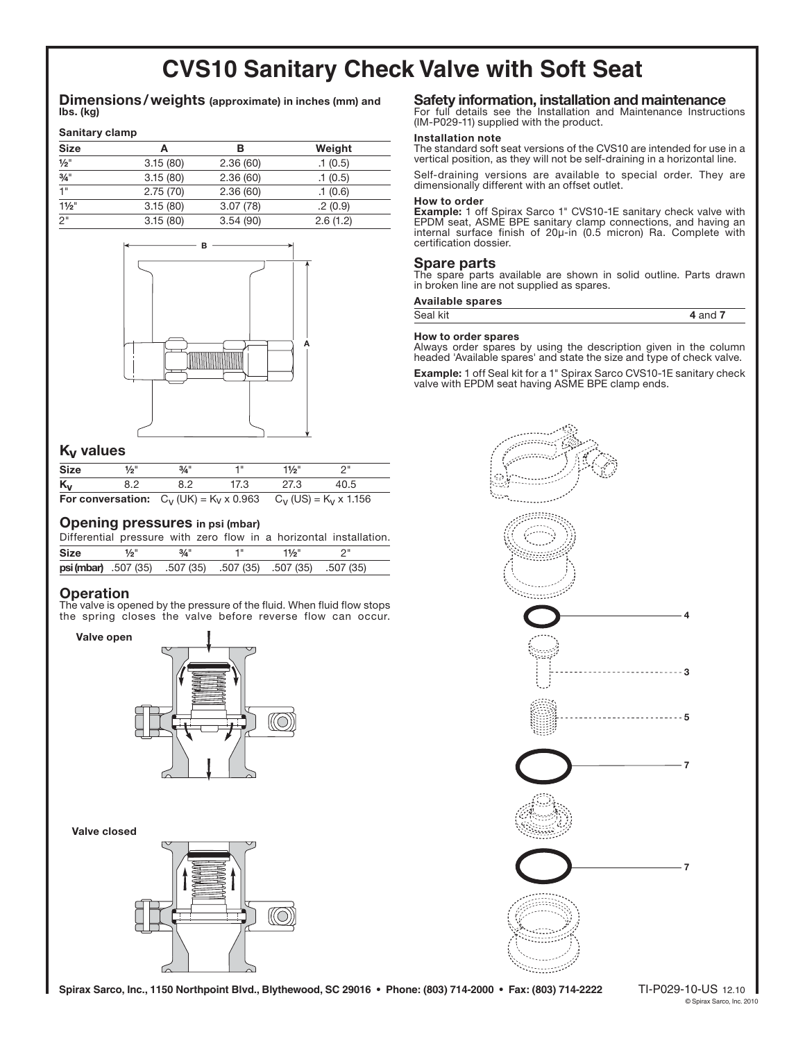# CVS10 Sanitary Check Valve with Soft Seat

## Dimensions / weights (approximate) in inches (mm) and lbs. (kg)

**Sanitary clamp**

| Size | A | B | Weight |
|---|---|---|---|
| ½" | 3.15 (80) | 2.36 (60) | .1 (0.5) |
| ¾" | 3.15 (80) | 2.36 (60) | .1 (0.5) |
| 1" | 2.75 (70) | 2.36 (60) | .1 (0.6) |
| 1½" | 3.15 (80) | 3.07 (78) | .2 (0.9) |
| 2" | 3.15 (80) | 3.54 (90) | 2.6 (1.2) |

B

A

## $K_V$ values

| Size | ½" | ¾" | 1" | 1½" | 2" |
|---|---|---|---|---|---|
| $K_V$ | 8.2 | 8.2 | 17.3 | 27.3 | 40.5 |

**For conversation:** $C_V$ (UK) = $K_V$ x 0.963 $C_V$ (US) = $K_V$ x 1.156

## Opening pressures in psi (mbar)

Differential pressure with zero flow in a horizontal installation.

| Size | ½" | ¾" | 1" | 1½" | 2" |
|---|---|---|---|---|---|
| psi (mbar) | .507 (35) | .507 (35) | .507 (35) | .507 (35) | .507 (35) |

## Operation

The valve is opened by the pressure of the fluid. When fluid flow stops the spring closes the valve before reverse flow can occur.

**Valve open**

**Valve closed**

## Safety information, installation and maintenance

For full details see the Installation and Maintenance Instructions (IM-P029-11) supplied with the product.

**Installation note**

The standard soft seat versions of the CVS10 are intended for use in a vertical position, as they will not be self-draining in a horizontal line.

Self-draining versions are available to special order. They are dimensionally different with an offset outlet.

**How to order**

**Example:** 1 off Spirax Sarco 1" CVS10-1E sanitary check valve with EPDM seat, ASME BPE sanitary clamp connections, and having an internal surface finish of 20μ-in (0.5 micron) Ra. Complete with certification dossier.

## Spare parts

The spare parts available are shown in solid outline. Parts drawn in broken line are not supplied as spares.

| Available spares | |
|---|---|
| Seal kit | **4** and **7** |

**How to order spares**

Always order spares by using the description given in the column headed 'Available spares' and state the size and type of check valve.

**Example:** 1 off Seal kit for a 1" Spirax Sarco CVS10-1E sanitary check valve with EPDM seat having ASME BPE clamp ends.

4

3

5

7

7

Spirax Sarco, Inc., 1150 Northpoint Blvd., Blythewood, SC 29016 • Phone: (803) 714-2000 • Fax: (803) 714-2222

TI-P029-10-US 12.10

© Spirax Sarco, Inc. 2010